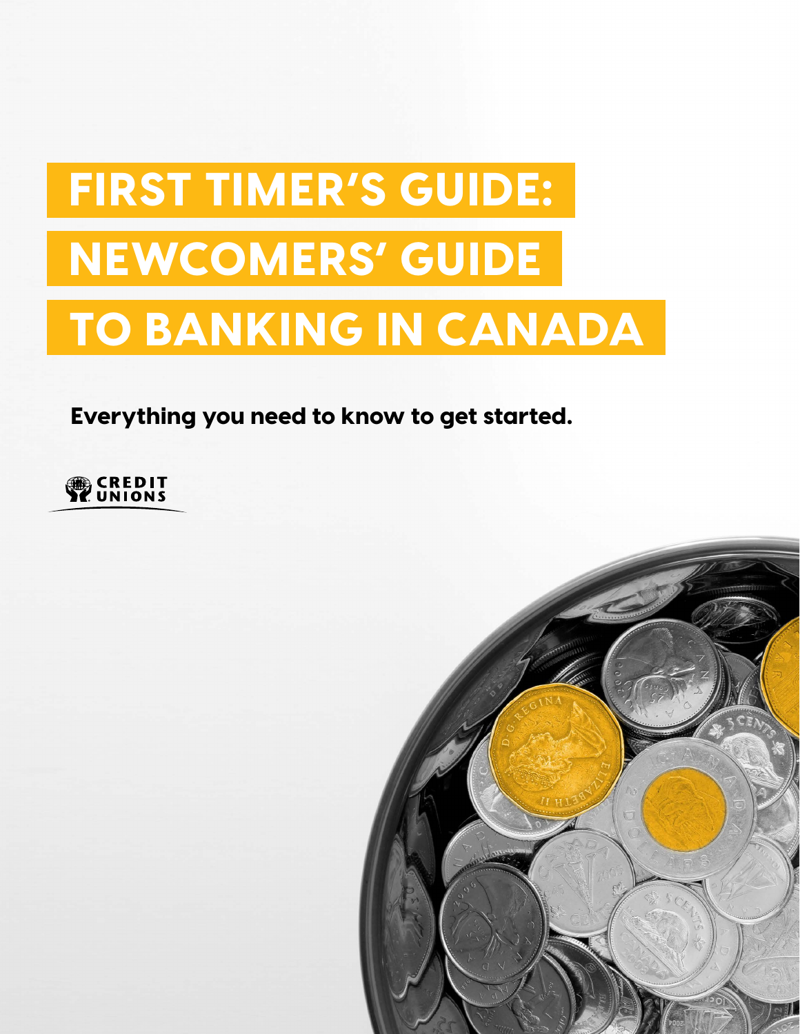# FIRST TIMER'S GUIDE: NEWCOMERS' GUIDE TO BANKING IN CANADA

**Everything you need to know to get started.**

CREDIT UNIONS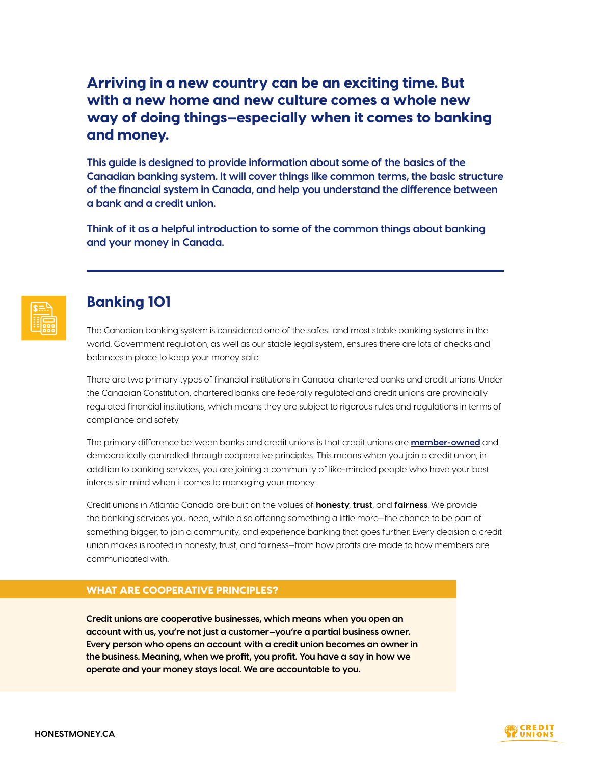**Arriving in a new country can be an exciting time. But with a new home and new culture comes a whole new way of doing things—especially when it comes to banking and money.**

**This guide is designed to provide information about some of the basics of the Canadian banking system. It will cover things like common terms, the basic structure of the financial system in Canada, and help you understand the difference between a bank and a credit union.**

**Think of it as a helpful introduction to some of the common things about banking and your money in Canada.**

---

## Banking 101

The Canadian banking system is considered one of the safest and most stable banking systems in the world. Government regulation, as well as our stable legal system, ensures there are lots of checks and balances in place to keep your money safe.

There are two primary types of financial institutions in Canada: chartered banks and credit unions. Under the Canadian Constitution, chartered banks are federally regulated and credit unions are provincially regulated financial institutions, which means they are subject to rigorous rules and regulations in terms of compliance and safety.

The primary difference between banks and credit unions is that credit unions are **member-owned** and democratically controlled through cooperative principles. This means when you join a credit union, in addition to banking services, you are joining a community of like-minded people who have your best interests in mind when it comes to managing your money.

Credit unions in Atlantic Canada are built on the values of **honesty**, **trust**, and **fairness**. We provide the banking services you need, while also offering something a little more—the chance to be part of something bigger, to join a community, and experience banking that goes further. Every decision a credit union makes is rooted in honesty, trust, and fairness—from how profits are made to how members are communicated with.

### WHAT ARE COOPERATIVE PRINCIPLES?

**Credit unions are cooperative businesses, which means when you open an account with us, you're not just a customer—you're a partial business owner. Every person who opens an account with a credit union becomes an owner in the business. Meaning, when we profit, you profit. You have a say in how we operate and your money stays local. We are accountable to you.**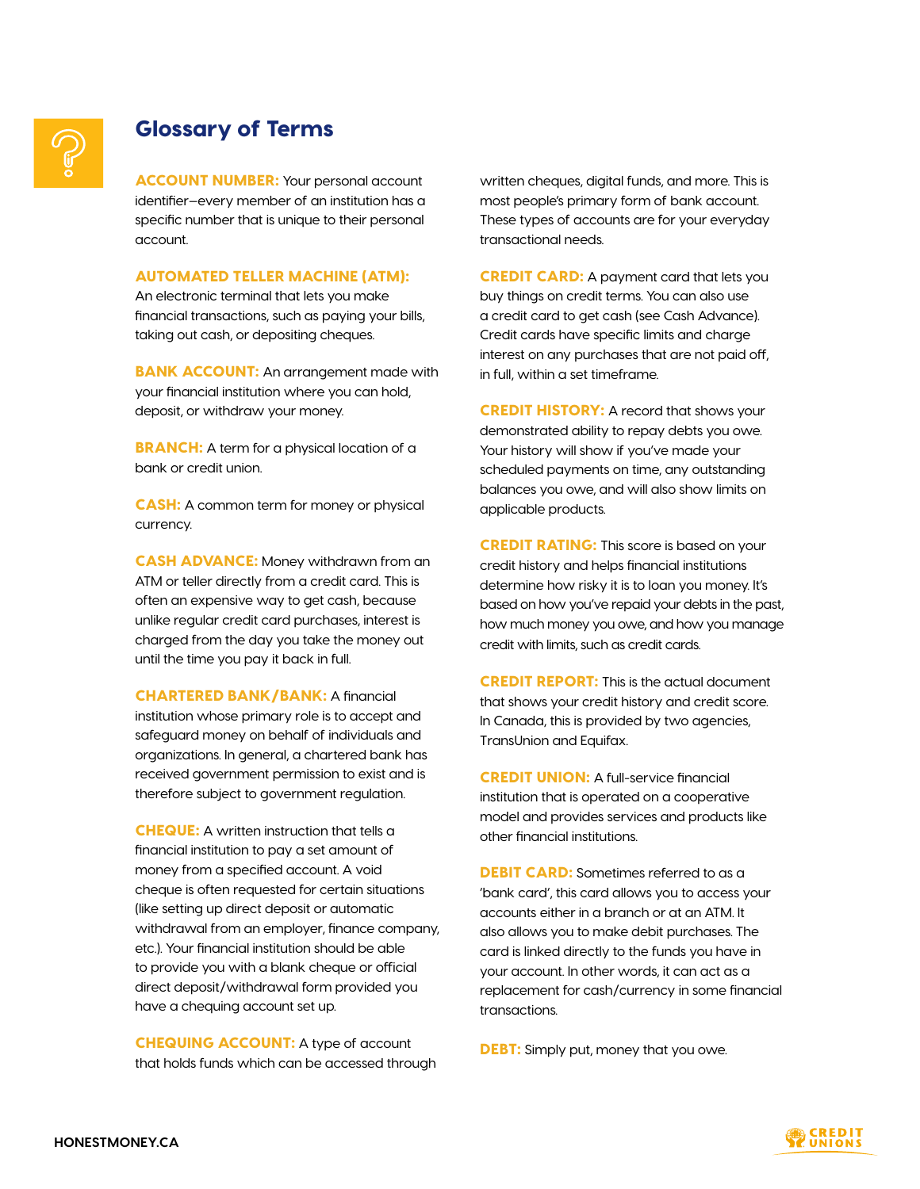# Glossary of Terms

**ACCOUNT NUMBER:** Your personal account identifier—every member of an institution has a specific number that is unique to their personal account.

**AUTOMATED TELLER MACHINE (ATM):** An electronic terminal that lets you make financial transactions, such as paying your bills, taking out cash, or depositing cheques.

**BANK ACCOUNT:** An arrangement made with your financial institution where you can hold, deposit, or withdraw your money.

**BRANCH:** A term for a physical location of a bank or credit union.

**CASH:** A common term for money or physical currency.

**CASH ADVANCE:** Money withdrawn from an ATM or teller directly from a credit card. This is often an expensive way to get cash, because unlike regular credit card purchases, interest is charged from the day you take the money out until the time you pay it back in full.

**CHARTERED BANK/BANK:** A financial institution whose primary role is to accept and safeguard money on behalf of individuals and organizations. In general, a chartered bank has received government permission to exist and is therefore subject to government regulation.

**CHEQUE:** A written instruction that tells a financial institution to pay a set amount of money from a specified account. A void cheque is often requested for certain situations (like setting up direct deposit or automatic withdrawal from an employer, finance company, etc.). Your financial institution should be able to provide you with a blank cheque or official direct deposit/withdrawal form provided you have a chequing account set up.

**CHEQUING ACCOUNT:** A type of account that holds funds which can be accessed through written cheques, digital funds, and more. This is most people's primary form of bank account. These types of accounts are for your everyday transactional needs.

**CREDIT CARD:** A payment card that lets you buy things on credit terms. You can also use a credit card to get cash (see Cash Advance). Credit cards have specific limits and charge interest on any purchases that are not paid off, in full, within a set timeframe.

**CREDIT HISTORY:** A record that shows your demonstrated ability to repay debts you owe. Your history will show if you've made your scheduled payments on time, any outstanding balances you owe, and will also show limits on applicable products.

**CREDIT RATING:** This score is based on your credit history and helps financial institutions determine how risky it is to loan you money. It's based on how you've repaid your debts in the past, how much money you owe, and how you manage credit with limits, such as credit cards.

**CREDIT REPORT:** This is the actual document that shows your credit history and credit score. In Canada, this is provided by two agencies, TransUnion and Equifax.

**CREDIT UNION:** A full-service financial institution that is operated on a cooperative model and provides services and products like other financial institutions.

**DEBIT CARD:** Sometimes referred to as a 'bank card', this card allows you to access your accounts either in a branch or at an ATM. It also allows you to make debit purchases. The card is linked directly to the funds you have in your account. In other words, it can act as a replacement for cash/currency in some financial transactions.

**DEBT:** Simply put, money that you owe.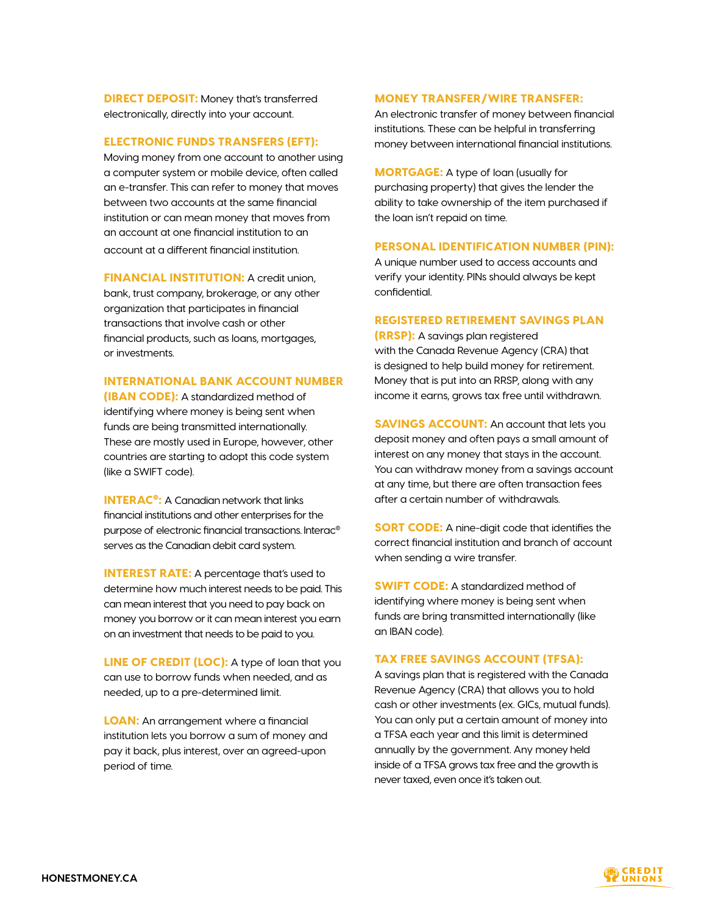**DIRECT DEPOSIT:** Money that's transferred electronically, directly into your account.

**ELECTRONIC FUNDS TRANSFERS (EFT):** Moving money from one account to another using a computer system or mobile device, often called an e-transfer. This can refer to money that moves between two accounts at the same financial institution or can mean money that moves from an account at one financial institution to an account at a different financial institution.

**FINANCIAL INSTITUTION:** A credit union, bank, trust company, brokerage, or any other organization that participates in financial transactions that involve cash or other financial products, such as loans, mortgages, or investments.

**INTERNATIONAL BANK ACCOUNT NUMBER (IBAN CODE):** A standardized method of identifying where money is being sent when funds are being transmitted internationally. These are mostly used in Europe, however, other countries are starting to adopt this code system (like a SWIFT code).

**INTERAC®:** A Canadian network that links financial institutions and other enterprises for the purpose of electronic financial transactions. Interac® serves as the Canadian debit card system.

**INTEREST RATE:** A percentage that's used to determine how much interest needs to be paid. This can mean interest that you need to pay back on money you borrow or it can mean interest you earn on an investment that needs to be paid to you.

**LINE OF CREDIT (LOC):** A type of loan that you can use to borrow funds when needed, and as needed, up to a pre-determined limit.

**LOAN:** An arrangement where a financial institution lets you borrow a sum of money and pay it back, plus interest, over an agreed-upon period of time.

**MONEY TRANSFER/WIRE TRANSFER:** An electronic transfer of money between financial institutions. These can be helpful in transferring money between international financial institutions.

**MORTGAGE:** A type of loan (usually for purchasing property) that gives the lender the ability to take ownership of the item purchased if the loan isn't repaid on time.

**PERSONAL IDENTIFICATION NUMBER (PIN):** A unique number used to access accounts and verify your identity. PINs should always be kept confidential.

**REGISTERED RETIREMENT SAVINGS PLAN (RRSP):** A savings plan registered with the Canada Revenue Agency (CRA) that is designed to help build money for retirement. Money that is put into an RRSP, along with any income it earns, grows tax free until withdrawn.

**SAVINGS ACCOUNT:** An account that lets you deposit money and often pays a small amount of interest on any money that stays in the account. You can withdraw money from a savings account at any time, but there are often transaction fees after a certain number of withdrawals.

**SORT CODE:** A nine-digit code that identifies the correct financial institution and branch of account when sending a wire transfer.

**SWIFT CODE:** A standardized method of identifying where money is being sent when funds are bring transmitted internationally (like an IBAN code).

**TAX FREE SAVINGS ACCOUNT (TFSA):** A savings plan that is registered with the Canada Revenue Agency (CRA) that allows you to hold cash or other investments (ex. GICs, mutual funds). You can only put a certain amount of money into a TFSA each year and this limit is determined annually by the government. Any money held inside of a TFSA grows tax free and the growth is never taxed, even once it's taken out.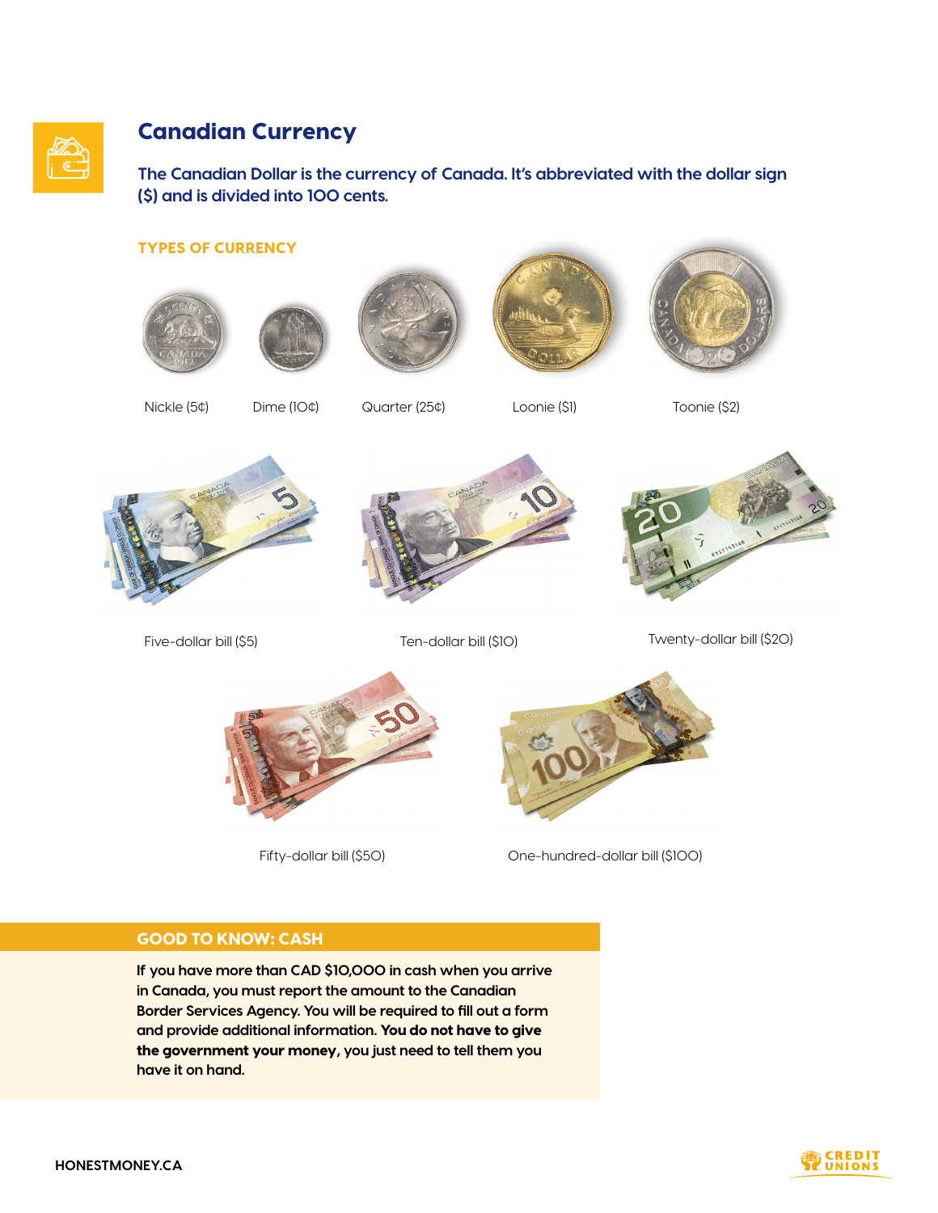# Canadian Currency

**The Canadian Dollar is the currency of Canada. It's abbreviated with the dollar sign ($) and is divided into 100 cents.**

## TYPES OF CURRENCY

Nickle (5¢)

Dime (10¢)

Quarter (25¢)

Loonie ($1)

Toonie ($2)

Five-dollar bill ($5)

Ten-dollar bill ($10)

Twenty-dollar bill ($20)

Fifty-dollar bill ($50)

One-hundred-dollar bill ($100)

## GOOD TO KNOW: CASH

If you have more than CAD $10,000 in cash when you arrive in Canada, you must report the amount to the Canadian Border Services Agency. You will be required to fill out a form and provide additional information. **You do not have to give the government your money**, you just need to tell them you have it on hand.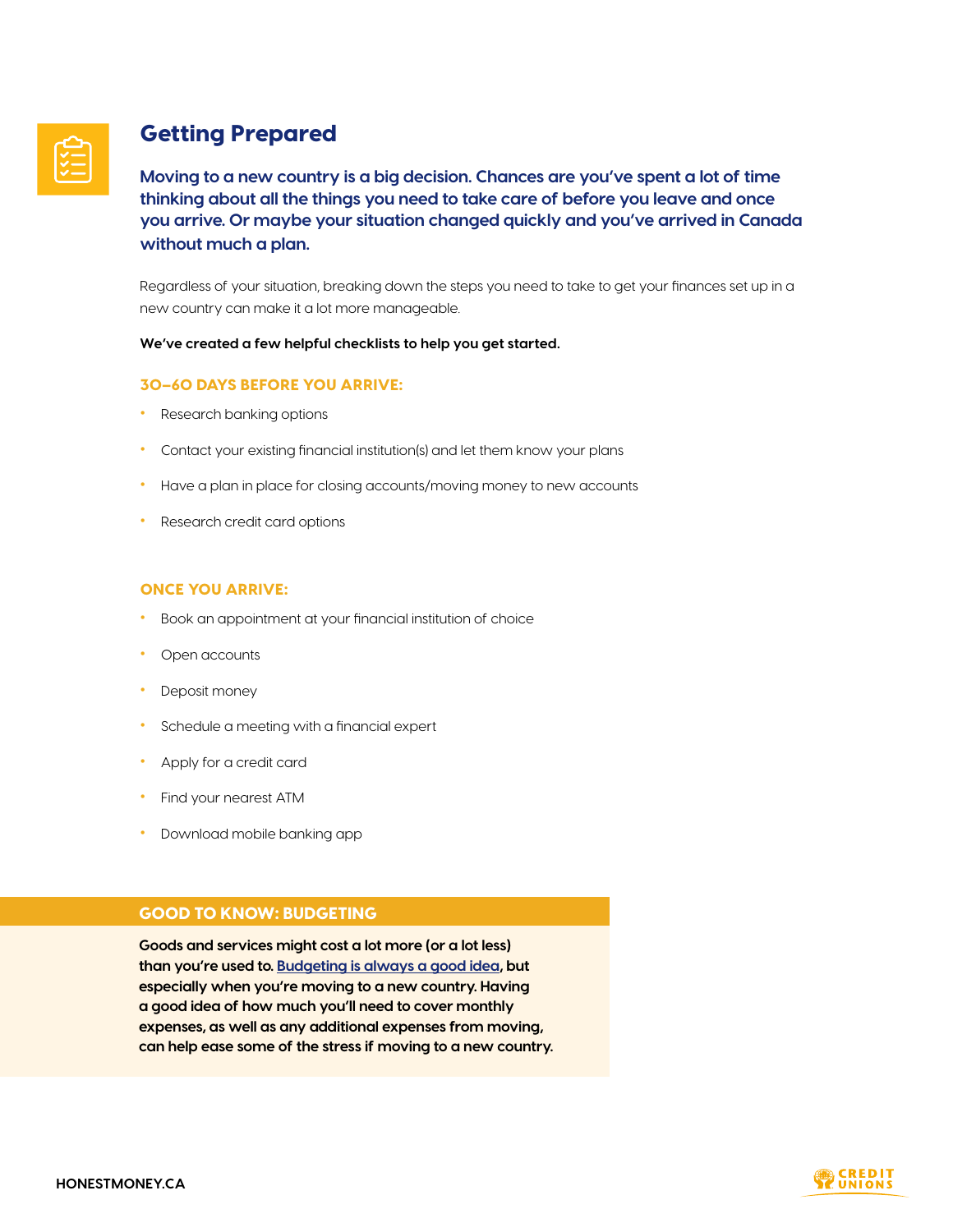## Getting Prepared

**Moving to a new country is a big decision. Chances are you've spent a lot of time thinking about all the things you need to take care of before you leave and once you arrive. Or maybe your situation changed quickly and you've arrived in Canada without much a plan.**

Regardless of your situation, breaking down the steps you need to take to get your finances set up in a new country can make it a lot more manageable.

**We've created a few helpful checklists to help you get started.**

### 30–60 DAYS BEFORE YOU ARRIVE:

- Research banking options
- Contact your existing financial institution(s) and let them know your plans
- Have a plan in place for closing accounts/moving money to new accounts
- Research credit card options

### ONCE YOU ARRIVE:

- Book an appointment at your financial institution of choice
- Open accounts
- Deposit money
- Schedule a meeting with a financial expert
- Apply for a credit card
- Find your nearest ATM
- Download mobile banking app

### GOOD TO KNOW: BUDGETING

**Goods and services might cost a lot more (or a lot less) than you're used to. Budgeting is always a good idea, but especially when you're moving to a new country. Having a good idea of how much you'll need to cover monthly expenses, as well as any additional expenses from moving, can help ease some of the stress if moving to a new country.**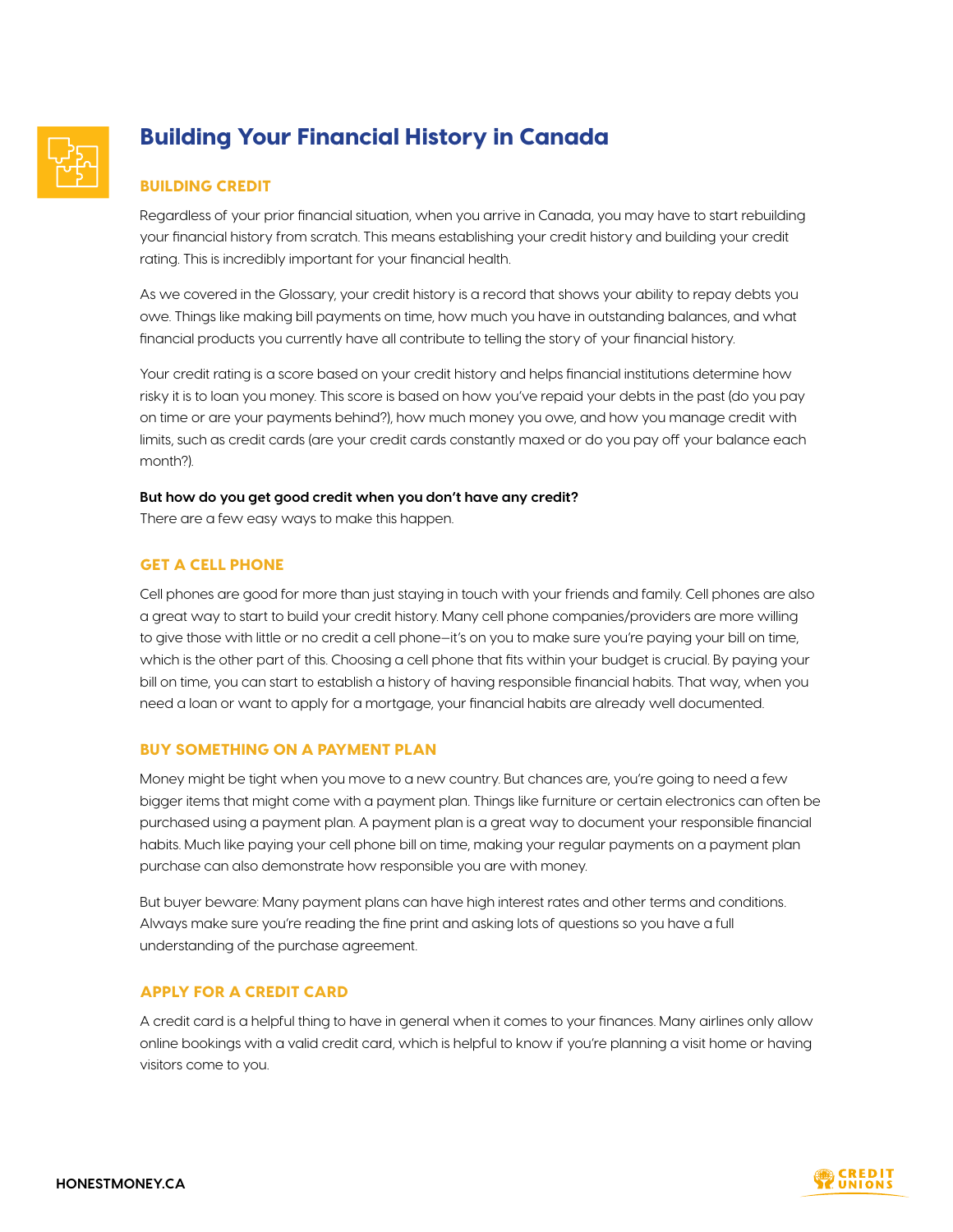# Building Your Financial History in Canada

## BUILDING CREDIT

Regardless of your prior financial situation, when you arrive in Canada, you may have to start rebuilding your financial history from scratch. This means establishing your credit history and building your credit rating. This is incredibly important for your financial health.

As we covered in the Glossary, your credit history is a record that shows your ability to repay debts you owe. Things like making bill payments on time, how much you have in outstanding balances, and what financial products you currently have all contribute to telling the story of your financial history.

Your credit rating is a score based on your credit history and helps financial institutions determine how risky it is to loan you money. This score is based on how you've repaid your debts in the past (do you pay on time or are your payments behind?), how much money you owe, and how you manage credit with limits, such as credit cards (are your credit cards constantly maxed or do you pay off your balance each month?).

**But how do you get good credit when you don't have any credit?**
There are a few easy ways to make this happen.

## GET A CELL PHONE

Cell phones are good for more than just staying in touch with your friends and family. Cell phones are also a great way to start to build your credit history. Many cell phone companies/providers are more willing to give those with little or no credit a cell phone—it's on you to make sure you're paying your bill on time, which is the other part of this. Choosing a cell phone that fits within your budget is crucial. By paying your bill on time, you can start to establish a history of having responsible financial habits. That way, when you need a loan or want to apply for a mortgage, your financial habits are already well documented.

## BUY SOMETHING ON A PAYMENT PLAN

Money might be tight when you move to a new country. But chances are, you're going to need a few bigger items that might come with a payment plan. Things like furniture or certain electronics can often be purchased using a payment plan. A payment plan is a great way to document your responsible financial habits. Much like paying your cell phone bill on time, making your regular payments on a payment plan purchase can also demonstrate how responsible you are with money.

But buyer beware: Many payment plans can have high interest rates and other terms and conditions. Always make sure you're reading the fine print and asking lots of questions so you have a full understanding of the purchase agreement.

## APPLY FOR A CREDIT CARD

A credit card is a helpful thing to have in general when it comes to your finances. Many airlines only allow online bookings with a valid credit card, which is helpful to know if you're planning a visit home or having visitors come to you.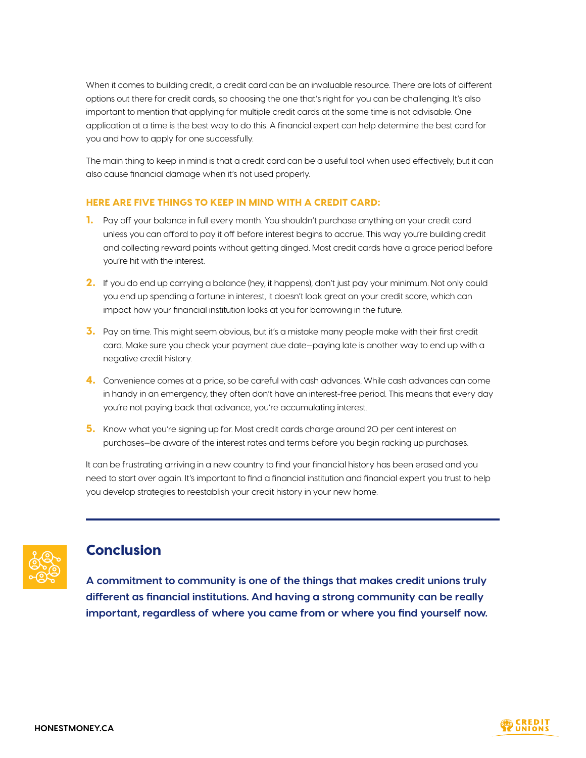When it comes to building credit, a credit card can be an invaluable resource. There are lots of different options out there for credit cards, so choosing the one that's right for you can be challenging. It's also important to mention that applying for multiple credit cards at the same time is not advisable. One application at a time is the best way to do this. A financial expert can help determine the best card for you and how to apply for one successfully.

The main thing to keep in mind is that a credit card can be a useful tool when used effectively, but it can also cause financial damage when it's not used properly.

### HERE ARE FIVE THINGS TO KEEP IN MIND WITH A CREDIT CARD:

1. Pay off your balance in full every month. You shouldn't purchase anything on your credit card unless you can afford to pay it off before interest begins to accrue. This way you're building credit and collecting reward points without getting dinged. Most credit cards have a grace period before you're hit with the interest.
2. If you do end up carrying a balance (hey, it happens), don't just pay your minimum. Not only could you end up spending a fortune in interest, it doesn't look great on your credit score, which can impact how your financial institution looks at you for borrowing in the future.
3. Pay on time. This might seem obvious, but it's a mistake many people make with their first credit card. Make sure you check your payment due date—paying late is another way to end up with a negative credit history.
4. Convenience comes at a price, so be careful with cash advances. While cash advances can come in handy in an emergency, they often don't have an interest-free period. This means that every day you're not paying back that advance, you're accumulating interest.
5. Know what you're signing up for. Most credit cards charge around 20 per cent interest on purchases—be aware of the interest rates and terms before you begin racking up purchases.

It can be frustrating arriving in a new country to find your financial history has been erased and you need to start over again. It's important to find a financial institution and financial expert you trust to help you develop strategies to reestablish your credit history in your new home.

## Conclusion

**A commitment to community is one of the things that makes credit unions truly different as financial institutions. And having a strong community can be really important, regardless of where you came from or where you find yourself now.**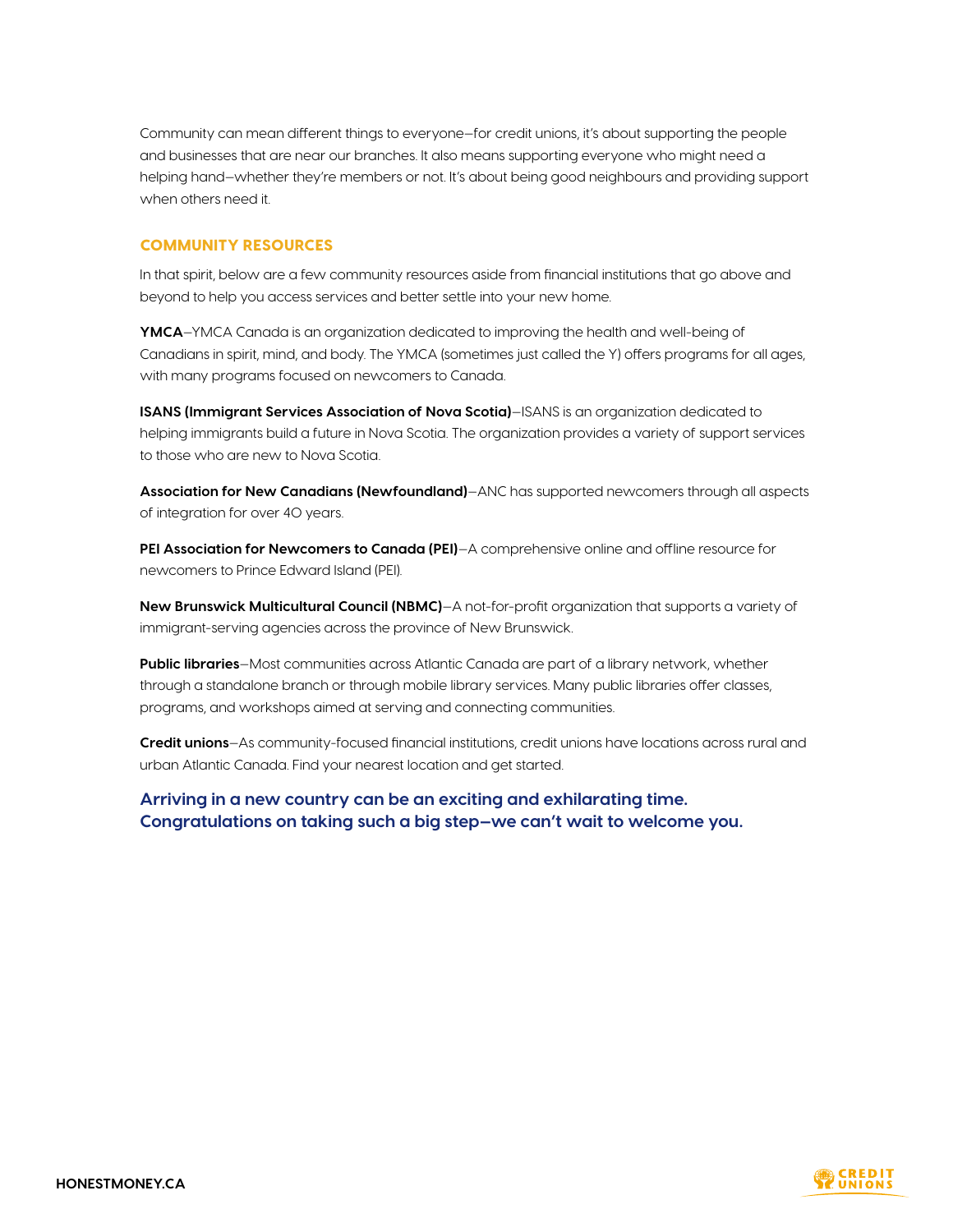Community can mean different things to everyone—for credit unions, it's about supporting the people and businesses that are near our branches. It also means supporting everyone who might need a helping hand—whether they're members or not. It's about being good neighbours and providing support when others need it.

## COMMUNITY RESOURCES

In that spirit, below are a few community resources aside from financial institutions that go above and beyond to help you access services and better settle into your new home.

**YMCA**—YMCA Canada is an organization dedicated to improving the health and well-being of Canadians in spirit, mind, and body. The YMCA (sometimes just called the Y) offers programs for all ages, with many programs focused on newcomers to Canada.

**ISANS (Immigrant Services Association of Nova Scotia)**—ISANS is an organization dedicated to helping immigrants build a future in Nova Scotia. The organization provides a variety of support services to those who are new to Nova Scotia.

**Association for New Canadians (Newfoundland)**—ANC has supported newcomers through all aspects of integration for over 40 years.

**PEI Association for Newcomers to Canada (PEI)**—A comprehensive online and offline resource for newcomers to Prince Edward Island (PEI).

**New Brunswick Multicultural Council (NBMC)**—A not-for-profit organization that supports a variety of immigrant-serving agencies across the province of New Brunswick.

**Public libraries**—Most communities across Atlantic Canada are part of a library network, whether through a standalone branch or through mobile library services. Many public libraries offer classes, programs, and workshops aimed at serving and connecting communities.

**Credit unions**—As community-focused financial institutions, credit unions have locations across rural and urban Atlantic Canada. Find your nearest location and get started.

**Arriving in a new country can be an exciting and exhilarating time. Congratulations on taking such a big step—we can't wait to welcome you.**